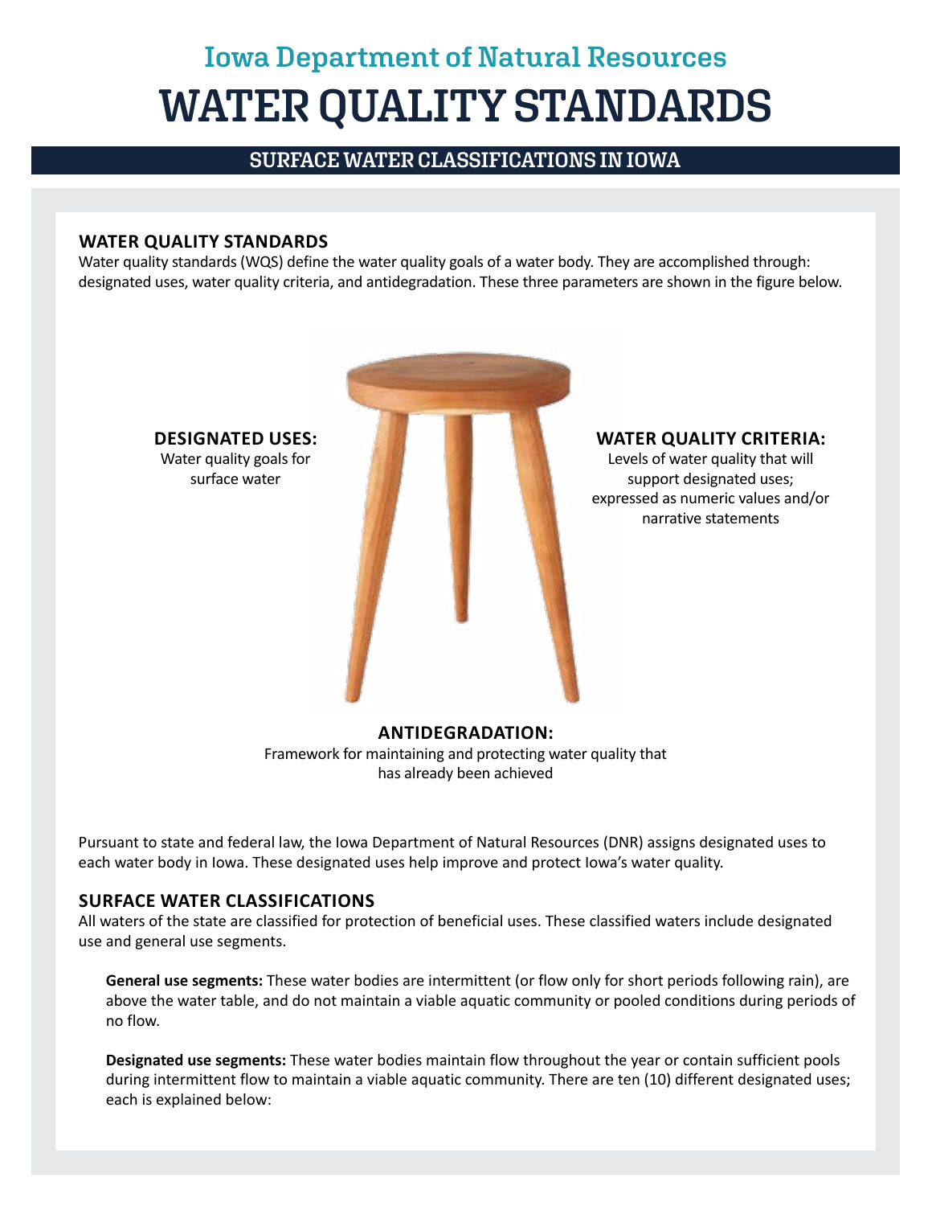# Iowa Department of Natural Resources

# WATER QUALITY STANDARDS

## SURFACE WATER CLASSIFICATIONS IN IOWA

### WATER QUALITY STANDARDS

Water quality standards (WQS) define the water quality goals of a water body. They are accomplished through: designated uses, water quality criteria, and antidegradation. These three parameters are shown in the figure below.

**DESIGNATED USES:**
Water quality goals for surface water

**WATER QUALITY CRITERIA:**
Levels of water quality that will support designated uses; expressed as numeric values and/or narrative statements

**ANTIDEGRADATION:**
Framework for maintaining and protecting water quality that has already been achieved

Pursuant to state and federal law, the Iowa Department of Natural Resources (DNR) assigns designated uses to each water body in Iowa. These designated uses help improve and protect Iowa's water quality.

### SURFACE WATER CLASSIFICATIONS

All waters of the state are classified for protection of beneficial uses. These classified waters include designated use and general use segments.

**General use segments:** These water bodies are intermittent (or flow only for short periods following rain), are above the water table, and do not maintain a viable aquatic community or pooled conditions during periods of no flow.

**Designated use segments:** These water bodies maintain flow throughout the year or contain sufficient pools during intermittent flow to maintain a viable aquatic community. There are ten (10) different designated uses; each is explained below: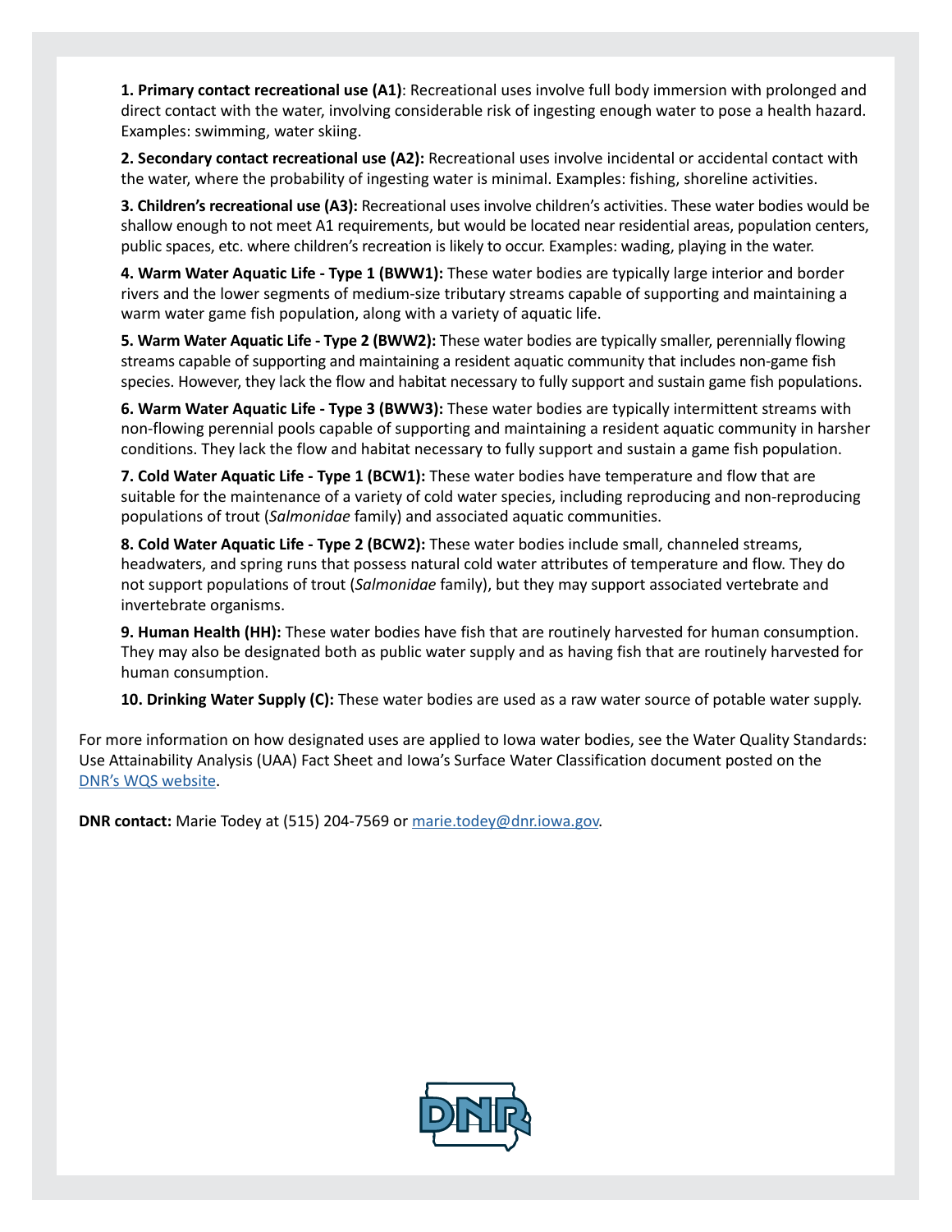1. **Primary contact recreational use (A1)**: Recreational uses involve full body immersion with prolonged and direct contact with the water, involving considerable risk of ingesting enough water to pose a health hazard. Examples: swimming, water skiing.

2. **Secondary contact recreational use (A2):** Recreational uses involve incidental or accidental contact with the water, where the probability of ingesting water is minimal. Examples: fishing, shoreline activities.

3. **Children's recreational use (A3):** Recreational uses involve children's activities. These water bodies would be shallow enough to not meet A1 requirements, but would be located near residential areas, population centers, public spaces, etc. where children's recreation is likely to occur. Examples: wading, playing in the water.

4. **Warm Water Aquatic Life - Type 1 (BWW1):** These water bodies are typically large interior and border rivers and the lower segments of medium-size tributary streams capable of supporting and maintaining a warm water game fish population, along with a variety of aquatic life.

5. **Warm Water Aquatic Life - Type 2 (BWW2):** These water bodies are typically smaller, perennially flowing streams capable of supporting and maintaining a resident aquatic community that includes non-game fish species. However, they lack the flow and habitat necessary to fully support and sustain game fish populations.

6. **Warm Water Aquatic Life - Type 3 (BWW3):** These water bodies are typically intermittent streams with non-flowing perennial pools capable of supporting and maintaining a resident aquatic community in harsher conditions. They lack the flow and habitat necessary to fully support and sustain a game fish population.

7. **Cold Water Aquatic Life - Type 1 (BCW1):** These water bodies have temperature and flow that are suitable for the maintenance of a variety of cold water species, including reproducing and non-reproducing populations of trout (*Salmonidae* family) and associated aquatic communities.

8. **Cold Water Aquatic Life - Type 2 (BCW2):** These water bodies include small, channeled streams, headwaters, and spring runs that possess natural cold water attributes of temperature and flow. They do not support populations of trout (*Salmonidae* family), but they may support associated vertebrate and invertebrate organisms.

9. **Human Health (HH):** These water bodies have fish that are routinely harvested for human consumption. They may also be designated both as public water supply and as having fish that are routinely harvested for human consumption.

10. **Drinking Water Supply (C):** These water bodies are used as a raw water source of potable water supply.

For more information on how designated uses are applied to Iowa water bodies, see the Water Quality Standards: Use Attainability Analysis (UAA) Fact Sheet and Iowa's Surface Water Classification document posted on the DNR's WQS website.

**DNR contact:** Marie Todey at (515) 204-7569 or marie.todey@dnr.iowa.gov.